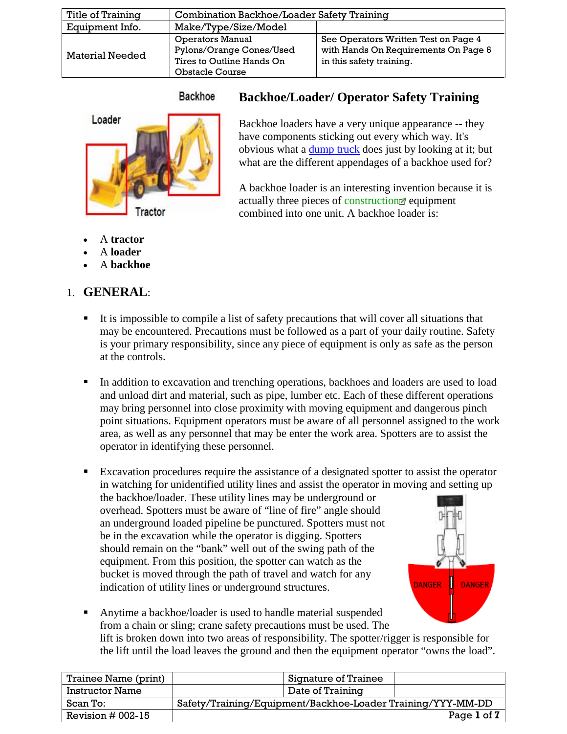| Title of Training | Combination Backhoe/Loader Safety Training | |
|---|---|---|
| Equipment Info. | Make/Type/Size/Model | |
| Material Needed | Operators Manual Pylons/Orange Cones/Used Tires to Outline Hands On Obstacle Course | See Operators Written Test on Page 4 with Hands On Requirements On Page 6 in this safety training. |

## Backhoe/Loader/ Operator Safety Training

Backhoe loaders have a very unique appearance -- they have components sticking out every which way. It's obvious what a dump truck does just by looking at it; but what are the different appendages of a backhoe used for?

A backhoe loader is an interesting invention because it is actually three pieces of construction equipment combined into one unit. A backhoe loader is:

- A **tractor**
- A **loader**
- A **backhoe**

1. **GENERAL**:

   - It is impossible to compile a list of safety precautions that will cover all situations that may be encountered. Precautions must be followed as a part of your daily routine. Safety is your primary responsibility, since any piece of equipment is only as safe as the person at the controls.

   - In addition to excavation and trenching operations, backhoes and loaders are used to load and unload dirt and material, such as pipe, lumber etc. Each of these different operations may bring personnel into close proximity with moving equipment and dangerous pinch point situations. Equipment operators must be aware of all personnel assigned to the work area, as well as any personnel that may be enter the work area. Spotters are to assist the operator in identifying these personnel.

   - Excavation procedures require the assistance of a designated spotter to assist the operator in watching for unidentified utility lines and assist the operator in moving and setting up the backhoe/loader. These utility lines may be underground or overhead. Spotters must be aware of "line of fire" angle should an underground loaded pipeline be punctured. Spotters must not be in the excavation while the operator is digging. Spotters should remain on the "bank" well out of the swing path of the equipment. From this position, the spotter can watch as the bucket is moved through the path of travel and watch for any indication of utility lines or underground structures.

   - Anytime a backhoe/loader is used to handle material suspended from a chain or sling; crane safety precautions must be used. The lift is broken down into two areas of responsibility. The spotter/rigger is responsible for the lift until the load leaves the ground and then the equipment operator "owns the load".

| Trainee Name (print) | | Signature of Trainee | |
|---|---|---|---|
| Instructor Name | | Date of Training | |
| Scan To: | Safety/Training/Equipment/Backhoe-Loader Training/YYY-MM-DD | | |
| Revision # 002-15 | | | |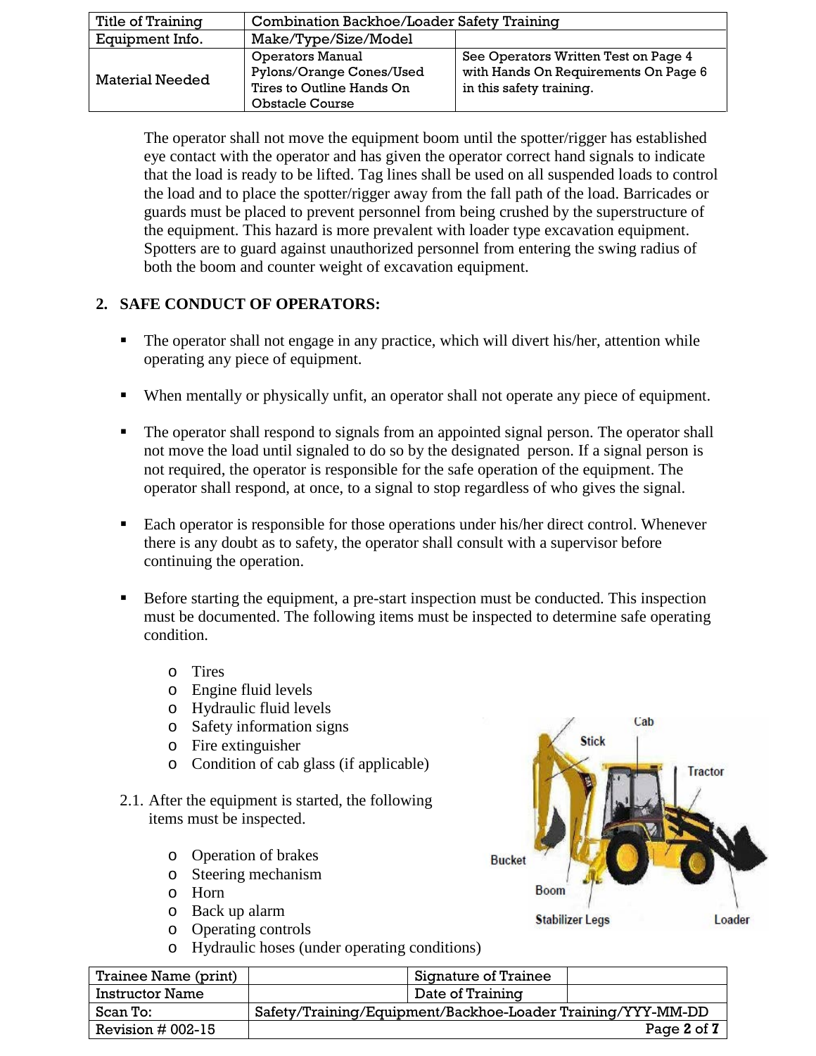| Title of Training | Combination Backhoe/Loader Safety Training | |
|---|---|---|
| Equipment Info. | Make/Type/Size/Model | |
| Material Needed | Operators Manual Pylons/Orange Cones/Used Tires to Outline Hands On Obstacle Course | See Operators Written Test on Page 4 with Hands On Requirements On Page 6 in this safety training. |

The operator shall not move the equipment boom until the spotter/rigger has established eye contact with the operator and has given the operator correct hand signals to indicate that the load is ready to be lifted. Tag lines shall be used on all suspended loads to control the load and to place the spotter/rigger away from the fall path of the load. Barricades or guards must be placed to prevent personnel from being crushed by the superstructure of the equipment. This hazard is more prevalent with loader type excavation equipment. Spotters are to guard against unauthorized personnel from entering the swing radius of both the boom and counter weight of excavation equipment.

## 2. SAFE CONDUCT OF OPERATORS:

- The operator shall not engage in any practice, which will divert his/her, attention while operating any piece of equipment.
- When mentally or physically unfit, an operator shall not operate any piece of equipment.
- The operator shall respond to signals from an appointed signal person. The operator shall not move the load until signaled to do so by the designated person. If a signal person is not required, the operator is responsible for the safe operation of the equipment. The operator shall respond, at once, to a signal to stop regardless of who gives the signal.
- Each operator is responsible for those operations under his/her direct control. Whenever there is any doubt as to safety, the operator shall consult with a supervisor before continuing the operation.
- Before starting the equipment, a pre-start inspection must be conducted. This inspection must be documented. The following items must be inspected to determine safe operating condition.
  - Tires
  - Engine fluid levels
  - Hydraulic fluid levels
  - Safety information signs
  - Fire extinguisher
  - Condition of cab glass (if applicable)

2.1. After the equipment is started, the following items must be inspected.

- Operation of brakes
- Steering mechanism
- Horn
- Back up alarm
- Operating controls
- Hydraulic hoses (under operating conditions)

| Trainee Name (print) | | Signature of Trainee | |
|---|---|---|---|
| Instructor Name | | Date of Training | |
| Scan To: | Safety/Training/Equipment/Backhoe-Loader Training/YYY-MM-DD | | |
| Revision # 002-15 | | | |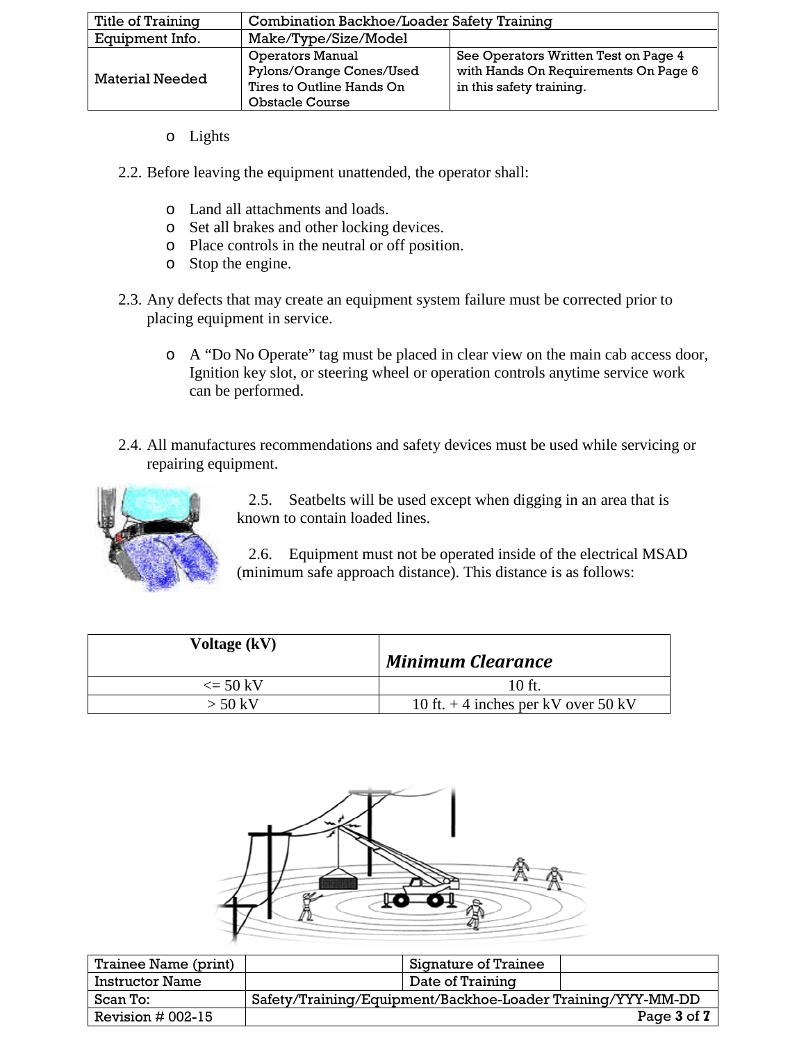| Title of Training | Combination Backhoe/Loader Safety Training | |
|---|---|---|
| Equipment Info. | Make/Type/Size/Model | |
| Material Needed | Operators Manual Pylons/Orange Cones/Used Tires to Outline Hands On Obstacle Course | See Operators Written Test on Page 4 with Hands On Requirements On Page 6 in this safety training. |

- Lights

2.2. Before leaving the equipment unattended, the operator shall:

- Land all attachments and loads.
- Set all brakes and other locking devices.
- Place controls in the neutral or off position.
- Stop the engine.

2.3. Any defects that may create an equipment system failure must be corrected prior to placing equipment in service.

- A "Do No Operate" tag must be placed in clear view on the main cab access door, Ignition key slot, or steering wheel or operation controls anytime service work can be performed.

2.4. All manufactures recommendations and safety devices must be used while servicing or repairing equipment.

2.5. Seatbelts will be used except when digging in an area that is known to contain loaded lines.

2.6. Equipment must not be operated inside of the electrical MSAD (minimum safe approach distance). This distance is as follows:

| Voltage (kV) | *Minimum Clearance* |
|---|---|
| <= 50 kV | 10 ft. |
| > 50 kV | 10 ft. + 4 inches per kV over 50 kV |

| Trainee Name (print) | | Signature of Trainee | |
|---|---|---|---|
| Instructor Name | | Date of Training | |
| Scan To: | Safety/Training/Equipment/Backhoe-Loader Training/YYY-MM-DD | | |
| Revision # 002-15 | | | |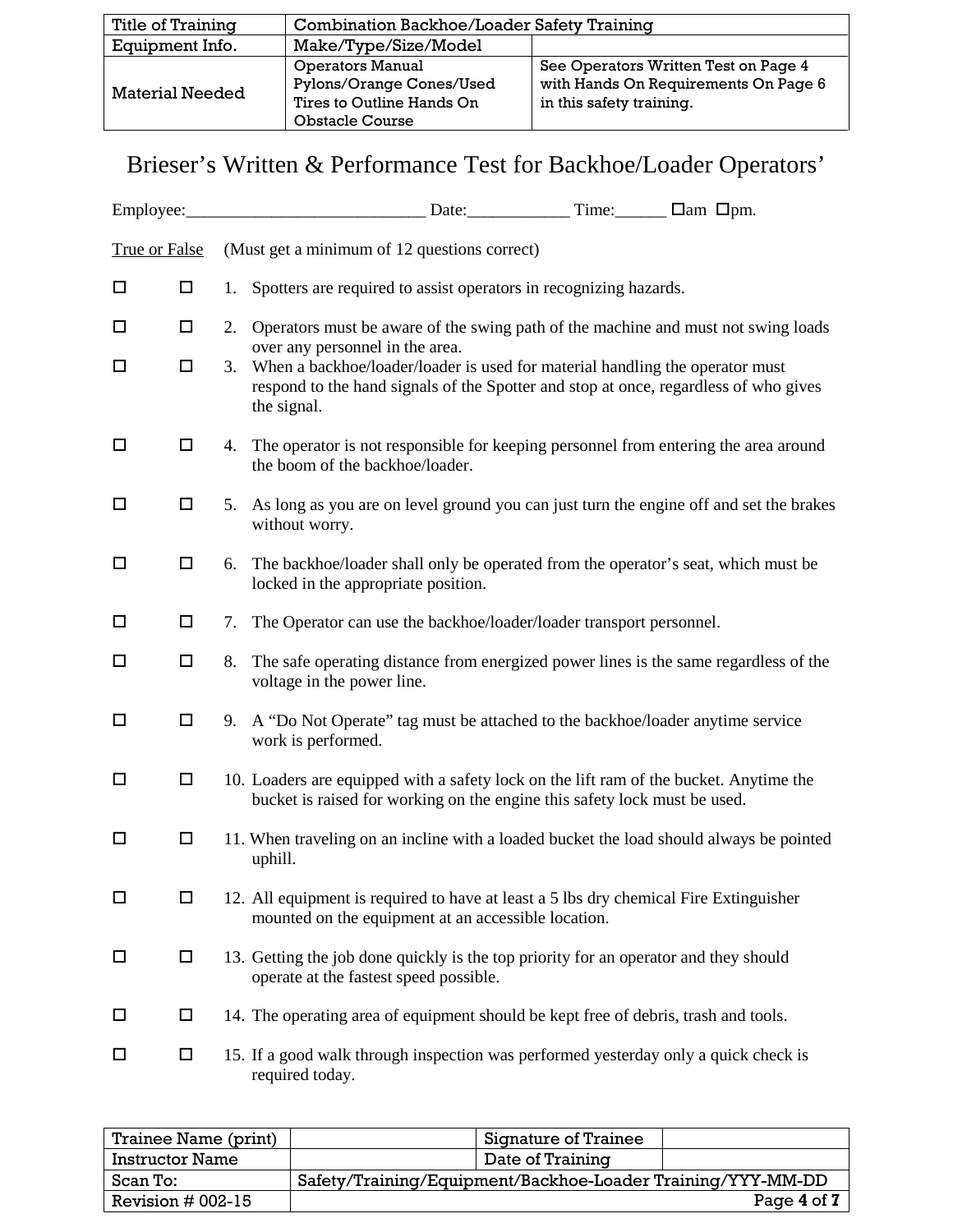| Title of Training | Combination Backhoe/Loader Safety Training | |
|---|---|---|
| Equipment Info. | Make/Type/Size/Model | |
| Material Needed | Operators Manual Pylons/Orange Cones/Used Tires to Outline Hands On Obstacle Course | See Operators Written Test on Page 4 with Hands On Requirements On Page 6 in this safety training. |

# Brieser's Written & Performance Test for Backhoe/Loader Operators'

Employee:____________________________ Date:____________ Time:______ ☐am ☐pm.

True or False (Must get a minimum of 12 questions correct)

☐ ☐ 1. Spotters are required to assist operators in recognizing hazards.

☐ ☐ 2. Operators must be aware of the swing path of the machine and must not swing loads over any personnel in the area.

☐ ☐ 3. When a backhoe/loader/loader is used for material handling the operator must respond to the hand signals of the Spotter and stop at once, regardless of who gives the signal.

☐ ☐ 4. The operator is not responsible for keeping personnel from entering the area around the boom of the backhoe/loader.

☐ ☐ 5. As long as you are on level ground you can just turn the engine off and set the brakes without worry.

☐ ☐ 6. The backhoe/loader shall only be operated from the operator's seat, which must be locked in the appropriate position.

☐ ☐ 7. The Operator can use the backhoe/loader/loader transport personnel.

☐ ☐ 8. The safe operating distance from energized power lines is the same regardless of the voltage in the power line.

☐ ☐ 9. A "Do Not Operate" tag must be attached to the backhoe/loader anytime service work is performed.

☐ ☐ 10. Loaders are equipped with a safety lock on the lift ram of the bucket. Anytime the bucket is raised for working on the engine this safety lock must be used.

☐ ☐ 11. When traveling on an incline with a loaded bucket the load should always be pointed uphill.

☐ ☐ 12. All equipment is required to have at least a 5 lbs dry chemical Fire Extinguisher mounted on the equipment at an accessible location.

☐ ☐ 13. Getting the job done quickly is the top priority for an operator and they should operate at the fastest speed possible.

☐ ☐ 14. The operating area of equipment should be kept free of debris, trash and tools.

☐ ☐ 15. If a good walk through inspection was performed yesterday only a quick check is required today.

| Trainee Name (print) | | Signature of Trainee | |
|---|---|---|---|
| Instructor Name | | Date of Training | |
| Scan To: | Safety/Training/Equipment/Backhoe-Loader Training/YYY-MM-DD | | |
| Revision # 002-15 | | | |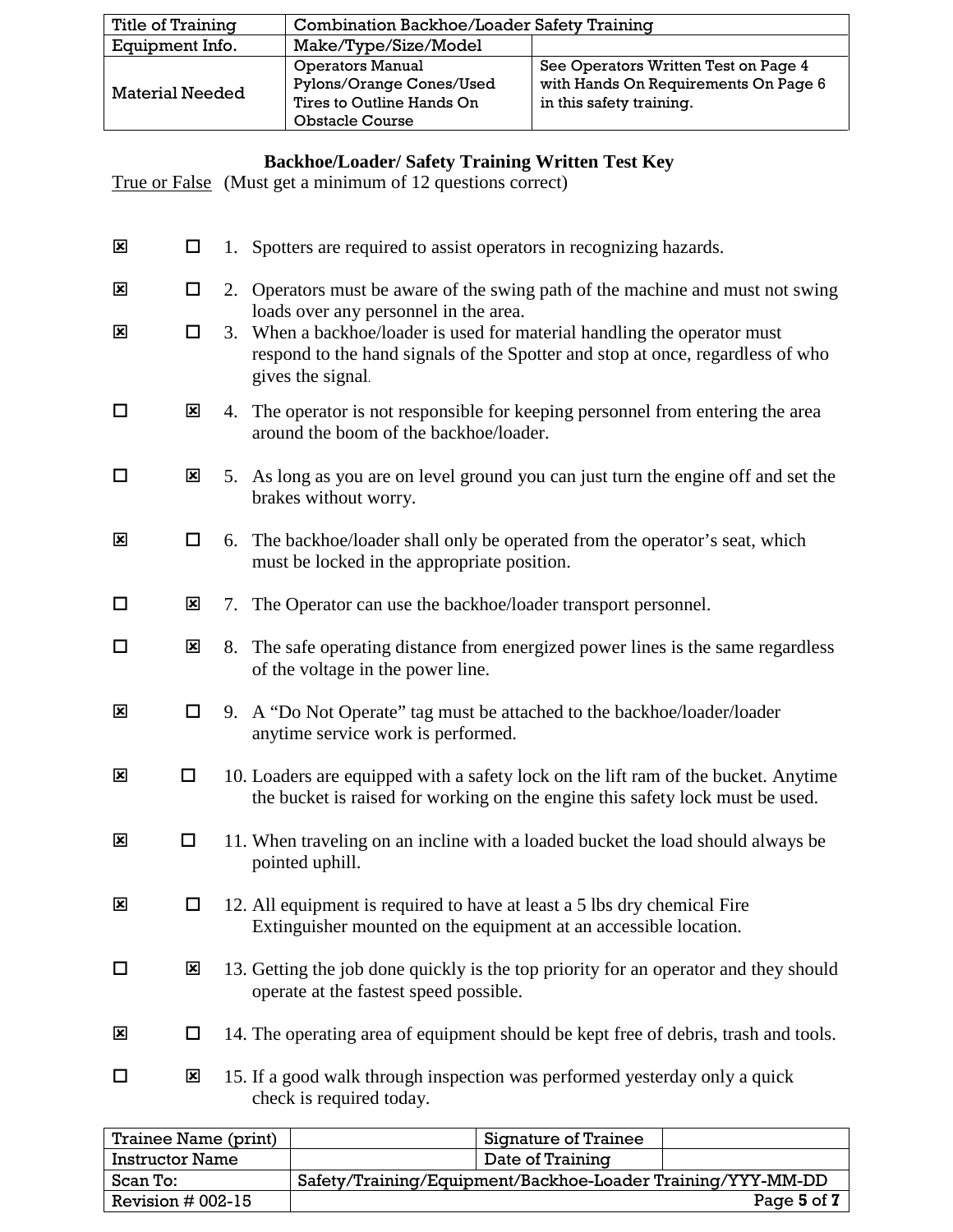| Title of Training | Combination Backhoe/Loader Safety Training | |
|---|---|---|
| Equipment Info. | Make/Type/Size/Model | |
| Material Needed | Operators Manual Pylons/Orange Cones/Used Tires to Outline Hands On Obstacle Course | See Operators Written Test on Page 4 with Hands On Requirements On Page 6 in this safety training. |

**Backhoe/Loader/ Safety Training Written Test Key**

True or False (Must get a minimum of 12 questions correct)

| True | False | Question |
|---|---|---|
| ☒ | ☐ | 1. Spotters are required to assist operators in recognizing hazards. |
| ☒ | ☐ | 2. Operators must be aware of the swing path of the machine and must not swing loads over any personnel in the area. |
| ☒ | ☐ | 3. When a backhoe/loader is used for material handling the operator must respond to the hand signals of the Spotter and stop at once, regardless of who gives the signal. |
| ☐ | ☒ | 4. The operator is not responsible for keeping personnel from entering the area around the boom of the backhoe/loader. |
| ☐ | ☒ | 5. As long as you are on level ground you can just turn the engine off and set the brakes without worry. |
| ☒ | ☐ | 6. The backhoe/loader shall only be operated from the operator's seat, which must be locked in the appropriate position. |
| ☐ | ☒ | 7. The Operator can use the backhoe/loader transport personnel. |
| ☐ | ☒ | 8. The safe operating distance from energized power lines is the same regardless of the voltage in the power line. |
| ☒ | ☐ | 9. A "Do Not Operate" tag must be attached to the backhoe/loader/loader anytime service work is performed. |
| ☒ | ☐ | 10. Loaders are equipped with a safety lock on the lift ram of the bucket. Anytime the bucket is raised for working on the engine this safety lock must be used. |
| ☒ | ☐ | 11. When traveling on an incline with a loaded bucket the load should always be pointed uphill. |
| ☒ | ☐ | 12. All equipment is required to have at least a 5 lbs dry chemical Fire Extinguisher mounted on the equipment at an accessible location. |
| ☐ | ☒ | 13. Getting the job done quickly is the top priority for an operator and they should operate at the fastest speed possible. |
| ☒ | ☐ | 14. The operating area of equipment should be kept free of debris, trash and tools. |
| ☐ | ☒ | 15. If a good walk through inspection was performed yesterday only a quick check is required today. |

| Trainee Name (print) | | Signature of Trainee | |
|---|---|---|---|
| Instructor Name | | Date of Training | |
| Scan To: | Safety/Training/Equipment/Backhoe-Loader Training/YYY-MM-DD | | |
| Revision # 002-15 | | | |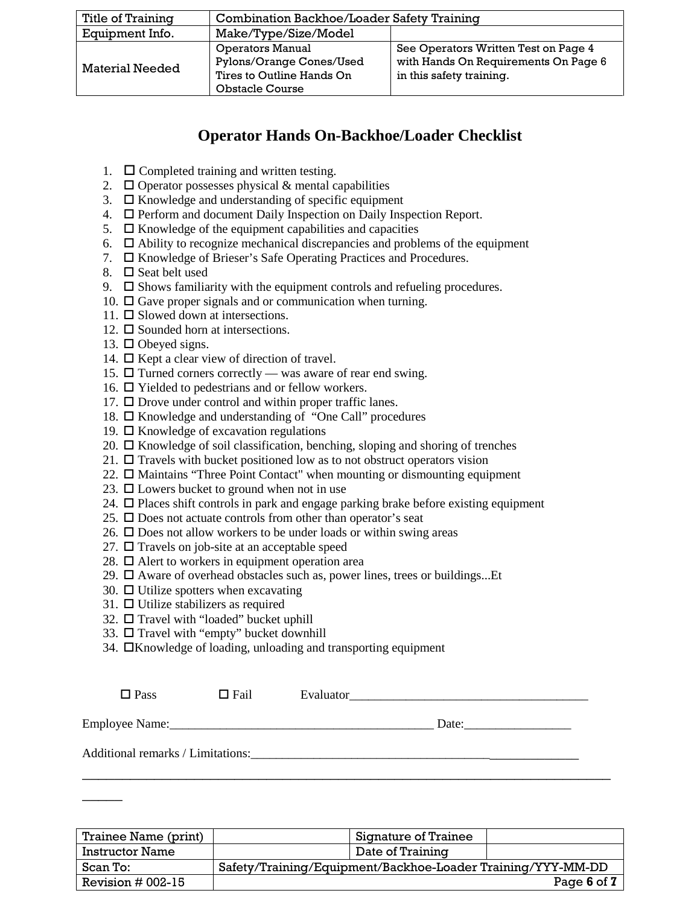| Title of Training | Combination Backhoe/Loader Safety Training | |
|---|---|---|
| Equipment Info. | Make/Type/Size/Model | |
| Material Needed | Operators Manual Pylons/Orange Cones/Used Tires to Outline Hands On Obstacle Course | See Operators Written Test on Page 4 with Hands On Requirements On Page 6 in this safety training. |

## Operator Hands On-Backhoe/Loader Checklist

1. ☐ Completed training and written testing.
2. ☐ Operator possesses physical & mental capabilities
3. ☐ Knowledge and understanding of specific equipment
4. ☐ Perform and document Daily Inspection on Daily Inspection Report.
5. ☐ Knowledge of the equipment capabilities and capacities
6. ☐ Ability to recognize mechanical discrepancies and problems of the equipment
7. ☐ Knowledge of Brieser's Safe Operating Practices and Procedures.
8. ☐ Seat belt used
9. ☐ Shows familiarity with the equipment controls and refueling procedures.
10. ☐ Gave proper signals and or communication when turning.
11. ☐ Slowed down at intersections.
12. ☐ Sounded horn at intersections.
13. ☐ Obeyed signs.
14. ☐ Kept a clear view of direction of travel.
15. ☐ Turned corners correctly — was aware of rear end swing.
16. ☐ Yielded to pedestrians and or fellow workers.
17. ☐ Drove under control and within proper traffic lanes.
18. ☐ Knowledge and understanding of "One Call" procedures
19. ☐ Knowledge of excavation regulations
20. ☐ Knowledge of soil classification, benching, sloping and shoring of trenches
21. ☐ Travels with bucket positioned low as to not obstruct operators vision
22. ☐ Maintains "Three Point Contact" when mounting or dismounting equipment
23. ☐ Lowers bucket to ground when not in use
24. ☐ Places shift controls in park and engage parking brake before existing equipment
25. ☐ Does not actuate controls from other than operator's seat
26. ☐ Does not allow workers to be under loads or within swing areas
27. ☐ Travels on job-site at an acceptable speed
28. ☐ Alert to workers in equipment operation area
29. ☐ Aware of overhead obstacles such as, power lines, trees or buildings...Et
30. ☐ Utilize spotters when excavating
31. ☐ Utilize stabilizers as required
32. ☐ Travel with "loaded" bucket uphill
33. ☐ Travel with "empty" bucket downhill
34. ☐Knowledge of loading, unloading and transporting equipment

☐ Pass ☐ Fail Evaluator_____________________________________

Employee Name:_________________________________________ Date:_________________

Additional remarks / Limitations:_____________________________________________________

_____________________________________________________________________________________

| Trainee Name (print) | | Signature of Trainee | |
|---|---|---|---|
| Instructor Name | | Date of Training | |
| Scan To: | Safety/Training/Equipment/Backhoe-Loader Training/YYY-MM-DD | | |
| Revision # 002-15 | | | |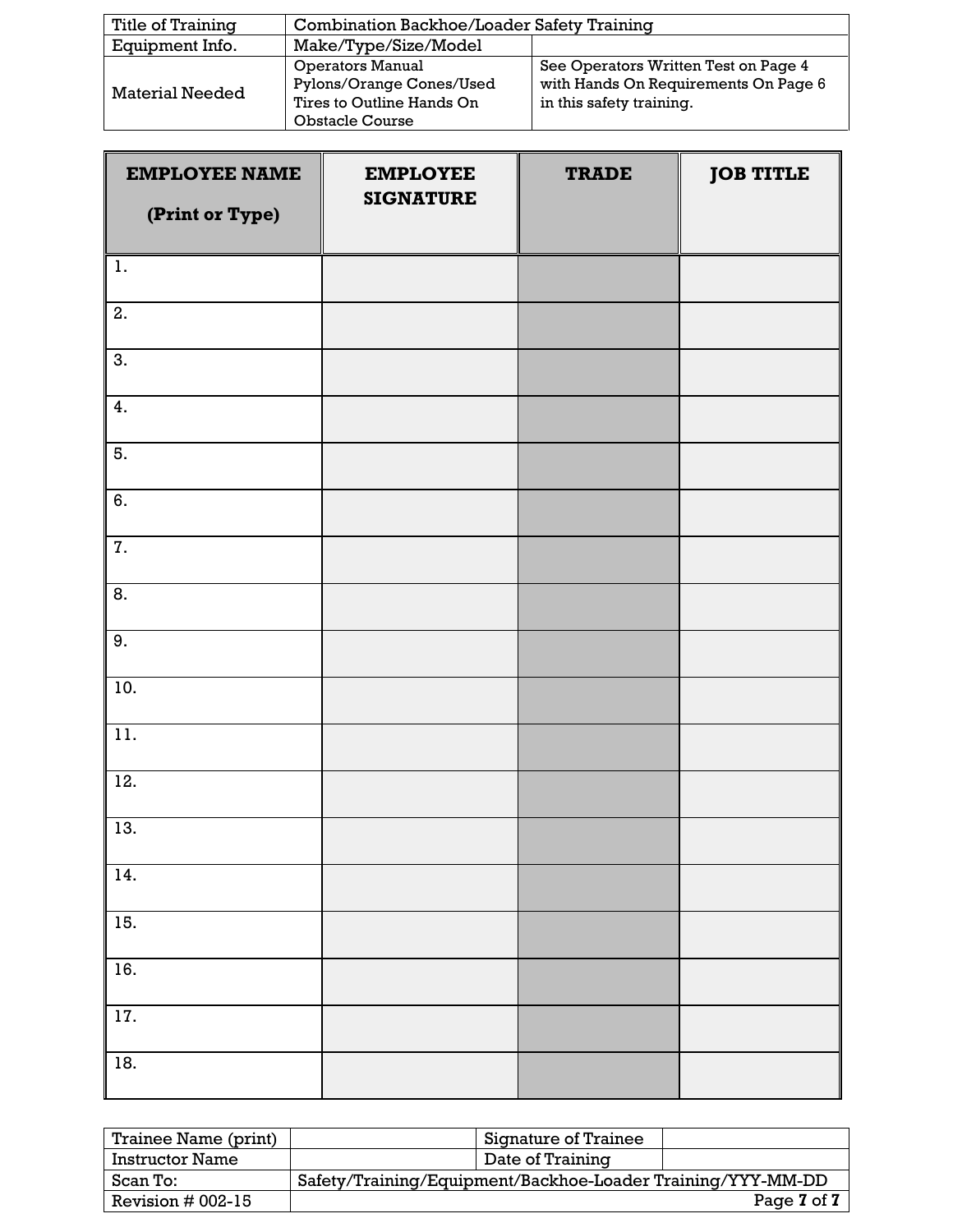| | | |
|---|---|---|
| Title of Training | Combination Backhoe/Loader Safety Training | |
| Equipment Info. | Make/Type/Size/Model | |
| Material Needed | Operators Manual Pylons/Orange Cones/Used Tires to Outline Hands On Obstacle Course | See Operators Written Test on Page 4 with Hands On Requirements On Page 6 in this safety training. |

| EMPLOYEE NAME (Print or Type) | EMPLOYEE SIGNATURE | TRADE | JOB TITLE |
|---|---|---|---|
| 1. | | | |
| 2. | | | |
| 3. | | | |
| 4. | | | |
| 5. | | | |
| 6. | | | |
| 7. | | | |
| 8. | | | |
| 9. | | | |
| 10. | | | |
| 11. | | | |
| 12. | | | |
| 13. | | | |
| 14. | | | |
| 15. | | | |
| 16. | | | |
| 17. | | | |
| 18. | | | |

| | | | |
|---|---|---|---|
| Trainee Name (print) | | Signature of Trainee | |
| Instructor Name | | Date of Training | |
| Scan To: | Safety/Training/Equipment/Backhoe-Loader Training/YYY-MM-DD | | |
| Revision # 002-15 | | | |